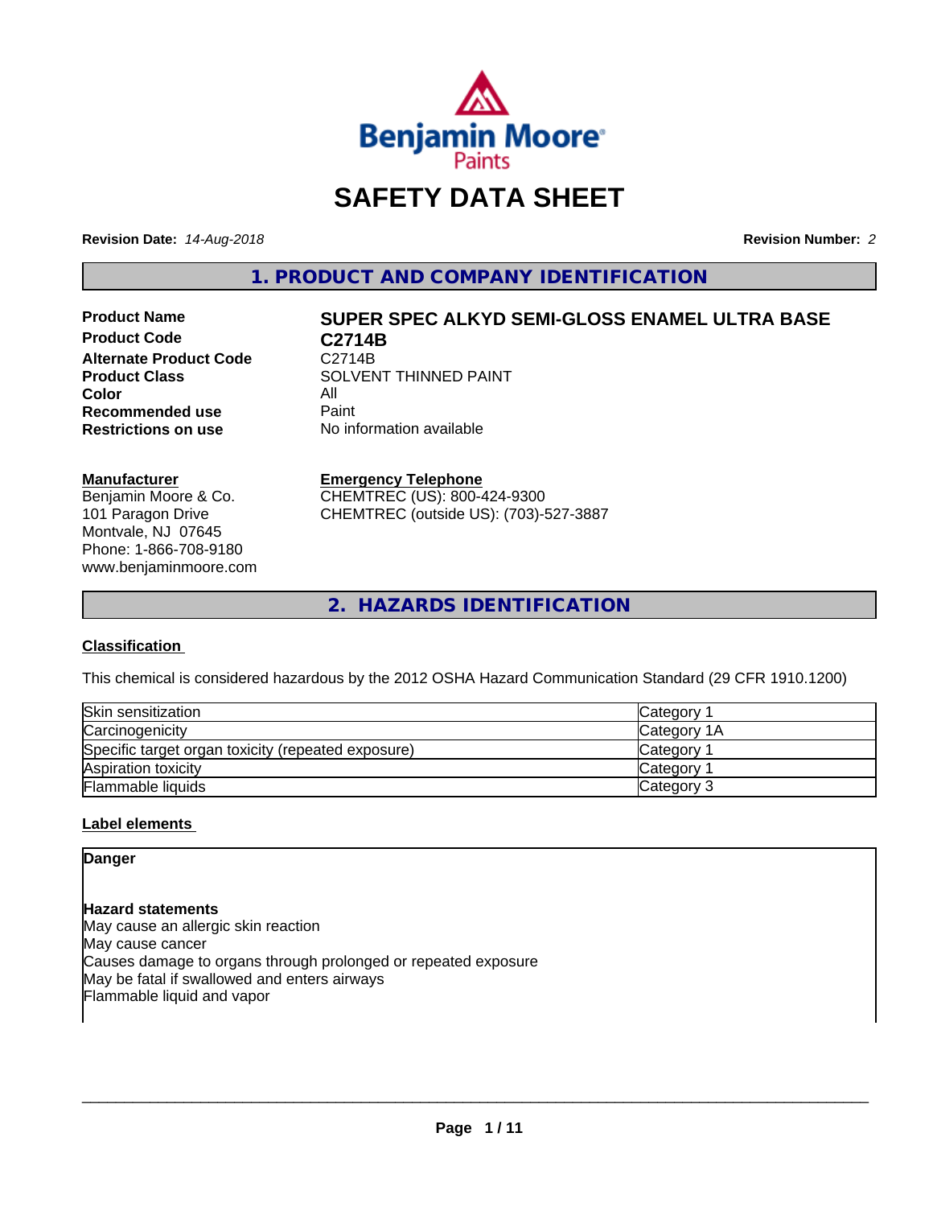# SAFETY DATA SHEET

**Revision Date:** *14-Aug-2018* **Revision Number:** *2*

## 1. PRODUCT AND COMPANY IDENTIFICATION

| | |
|---|---|
| **Product Name** | **SUPER SPEC ALKYD SEMI-GLOSS ENAMEL ULTRA BASE** |
| **Product Code** | **C2714B** |
| **Alternate Product Code** | C2714B |
| **Product Class** | SOLVENT THINNED PAINT |
| **Color** | All |
| **Recommended use** | Paint |
| **Restrictions on use** | No information available |

**Manufacturer**
Benjamin Moore & Co.
101 Paragon Drive
Montvale, NJ 07645
Phone: 1-866-708-9180
www.benjaminmoore.com

**Emergency Telephone**
CHEMTREC (US): 800-424-9300
CHEMTREC (outside US): (703)-527-3887

## 2. HAZARDS IDENTIFICATION

### Classification

This chemical is considered hazardous by the 2012 OSHA Hazard Communication Standard (29 CFR 1910.1200)

| | |
|---|---|
| Skin sensitization | Category 1 |
| Carcinogenicity | Category 1A |
| Specific target organ toxicity (repeated exposure) | Category 1 |
| Aspiration toxicity | Category 1 |
| Flammable liquids | Category 3 |

### Label elements

**Danger**

**Hazard statements**
May cause an allergic skin reaction
May cause cancer
Causes damage to organs through prolonged or repeated exposure
May be fatal if swallowed and enters airways
Flammable liquid and vapor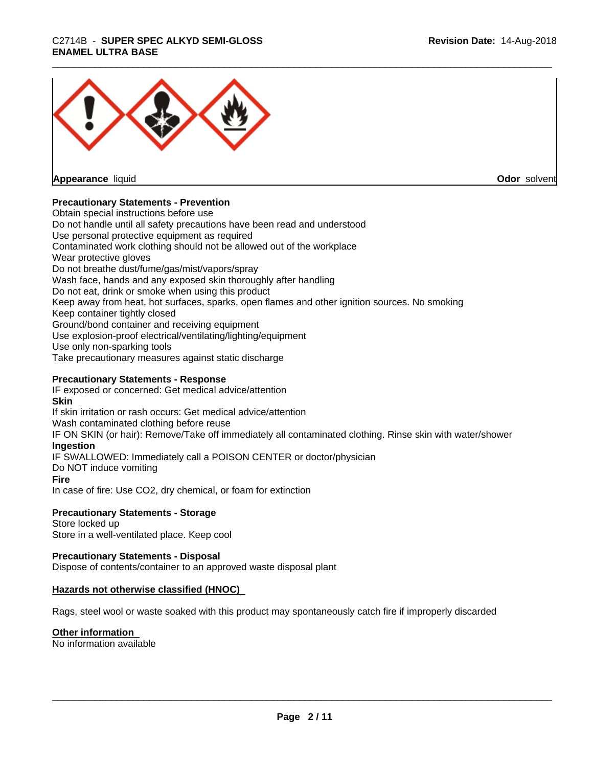**Appearance** liquid **Odor** solvent

### Precautionary Statements - Prevention

Obtain special instructions before use
Do not handle until all safety precautions have been read and understood
Use personal protective equipment as required
Contaminated work clothing should not be allowed out of the workplace
Wear protective gloves
Do not breathe dust/fume/gas/mist/vapors/spray
Wash face, hands and any exposed skin thoroughly after handling
Do not eat, drink or smoke when using this product
Keep away from heat, hot surfaces, sparks, open flames and other ignition sources. No smoking
Keep container tightly closed
Ground/bond container and receiving equipment
Use explosion-proof electrical/ventilating/lighting/equipment
Use only non-sparking tools
Take precautionary measures against static discharge

### Precautionary Statements - Response

IF exposed or concerned: Get medical advice/attention

**Skin**

If skin irritation or rash occurs: Get medical advice/attention
Wash contaminated clothing before reuse
IF ON SKIN (or hair): Remove/Take off immediately all contaminated clothing. Rinse skin with water/shower

**Ingestion**

IF SWALLOWED: Immediately call a POISON CENTER or doctor/physician
Do NOT induce vomiting

**Fire**

In case of fire: Use CO2, dry chemical, or foam for extinction

### Precautionary Statements - Storage

Store locked up
Store in a well-ventilated place. Keep cool

### Precautionary Statements - Disposal

Dispose of contents/container to an approved waste disposal plant

### Hazards not otherwise classified (HNOC)

Rags, steel wool or waste soaked with this product may spontaneously catch fire if improperly discarded

### Other information

No information available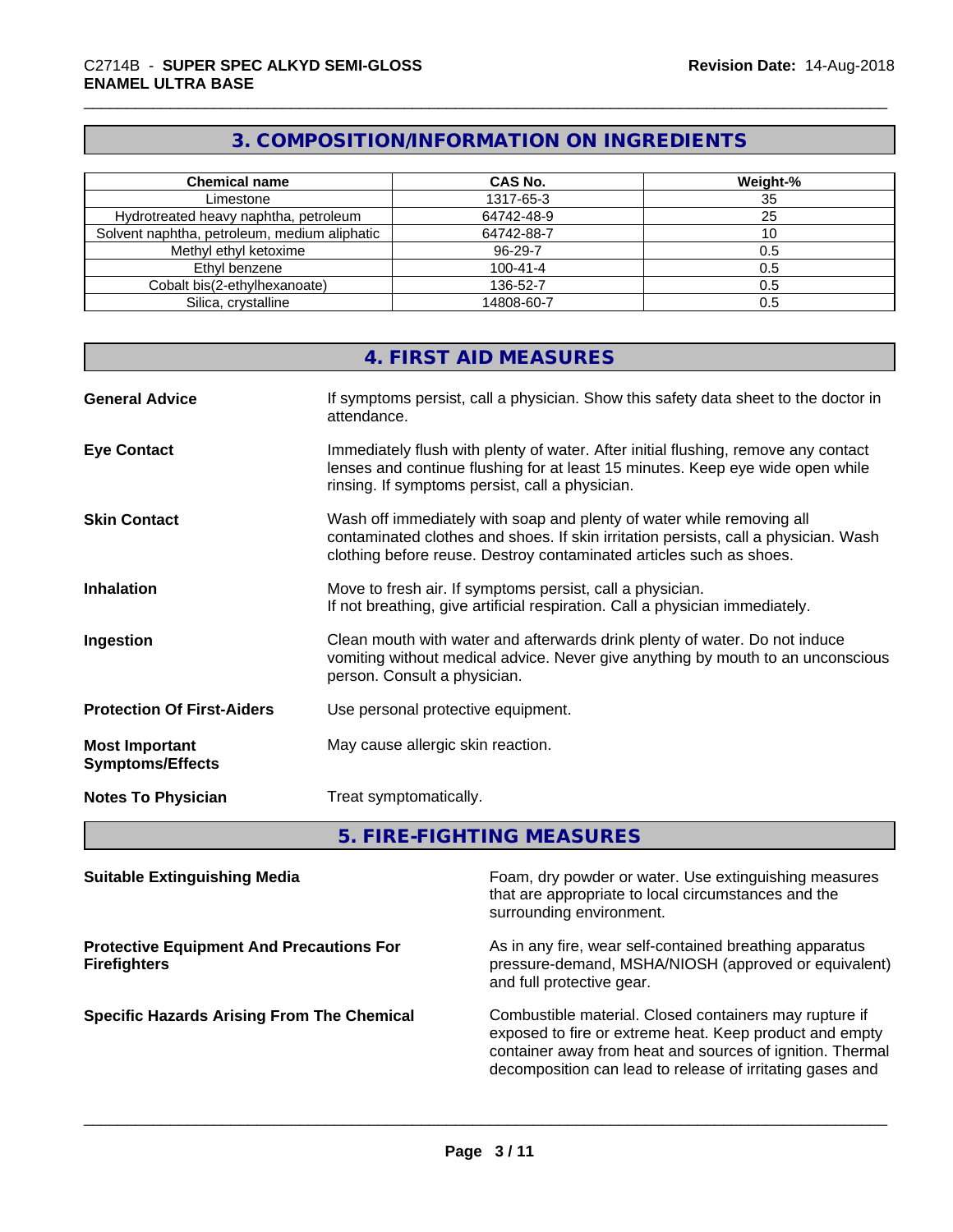## 3. COMPOSITION/INFORMATION ON INGREDIENTS

| Chemical name | CAS No. | Weight-% |
|---|---|---|
| Limestone | 1317-65-3 | 35 |
| Hydrotreated heavy naphtha, petroleum | 64742-48-9 | 25 |
| Solvent naphtha, petroleum, medium aliphatic | 64742-88-7 | 10 |
| Methyl ethyl ketoxime | 96-29-7 | 0.5 |
| Ethyl benzene | 100-41-4 | 0.5 |
| Cobalt bis(2-ethylhexanoate) | 136-52-7 | 0.5 |
| Silica, crystalline | 14808-60-7 | 0.5 |

## 4. FIRST AID MEASURES

**General Advice**
If symptoms persist, call a physician. Show this safety data sheet to the doctor in attendance.

**Eye Contact**
Immediately flush with plenty of water. After initial flushing, remove any contact lenses and continue flushing for at least 15 minutes. Keep eye wide open while rinsing. If symptoms persist, call a physician.

**Skin Contact**
Wash off immediately with soap and plenty of water while removing all contaminated clothes and shoes. If skin irritation persists, call a physician. Wash clothing before reuse. Destroy contaminated articles such as shoes.

**Inhalation**
Move to fresh air. If symptoms persist, call a physician.
If not breathing, give artificial respiration. Call a physician immediately.

**Ingestion**
Clean mouth with water and afterwards drink plenty of water. Do not induce vomiting without medical advice. Never give anything by mouth to an unconscious person. Consult a physician.

**Protection Of First-Aiders**
Use personal protective equipment.

**Most Important Symptoms/Effects**
May cause allergic skin reaction.

**Notes To Physician**
Treat symptomatically.

## 5. FIRE-FIGHTING MEASURES

**Suitable Extinguishing Media**
Foam, dry powder or water. Use extinguishing measures that are appropriate to local circumstances and the surrounding environment.

**Protective Equipment And Precautions For Firefighters**
As in any fire, wear self-contained breathing apparatus pressure-demand, MSHA/NIOSH (approved or equivalent) and full protective gear.

**Specific Hazards Arising From The Chemical**
Combustible material. Closed containers may rupture if exposed to fire or extreme heat. Keep product and empty container away from heat and sources of ignition. Thermal decomposition can lead to release of irritating gases and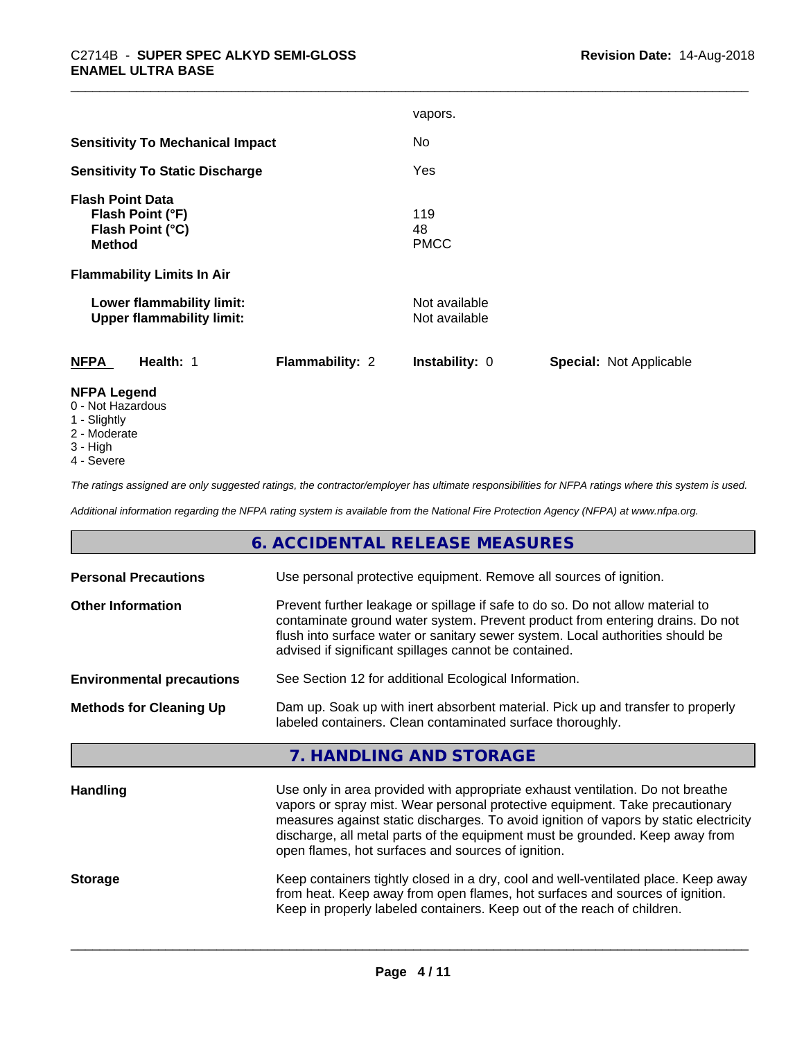| | |
|---|---|
| | vapors. |
| **Sensitivity To Mechanical Impact** | No |
| **Sensitivity To Static Discharge** | Yes |

**Flash Point Data**

| | |
|---|---|
| **Flash Point (°F)** | 119 |
| **Flash Point (°C)** | 48 |
| **Method** | PMCC |

**Flammability Limits In Air**

| | |
|---|---|
| **Lower flammability limit:** | Not available |
| **Upper flammability limit:** | Not available |

| **NFPA** | **Health:** 1 | **Flammability:** 2 | **Instability:** 0 | **Special:** Not Applicable |
|---|---|---|---|---|

**NFPA Legend**
- 0 - Not Hazardous
- 1 - Slightly
- 2 - Moderate
- 3 - High
- 4 - Severe

*The ratings assigned are only suggested ratings, the contractor/employer has ultimate responsibilities for NFPA ratings where this system is used.*

*Additional information regarding the NFPA rating system is available from the National Fire Protection Agency (NFPA) at www.nfpa.org.*

## 6. ACCIDENTAL RELEASE MEASURES

| | |
|---|---|
| **Personal Precautions** | Use personal protective equipment. Remove all sources of ignition. |
| **Other Information** | Prevent further leakage or spillage if safe to do so. Do not allow material to contaminate ground water system. Prevent product from entering drains. Do not flush into surface water or sanitary sewer system. Local authorities should be advised if significant spillages cannot be contained. |
| **Environmental precautions** | See Section 12 for additional Ecological Information. |
| **Methods for Cleaning Up** | Dam up. Soak up with inert absorbent material. Pick up and transfer to properly labeled containers. Clean contaminated surface thoroughly. |

## 7. HANDLING AND STORAGE

| | |
|---|---|
| **Handling** | Use only in area provided with appropriate exhaust ventilation. Do not breathe vapors or spray mist. Wear personal protective equipment. Take precautionary measures against static discharges. To avoid ignition of vapors by static electricity discharge, all metal parts of the equipment must be grounded. Keep away from open flames, hot surfaces and sources of ignition. |
| **Storage** | Keep containers tightly closed in a dry, cool and well-ventilated place. Keep away from heat. Keep away from open flames, hot surfaces and sources of ignition. Keep in properly labeled containers. Keep out of the reach of children. |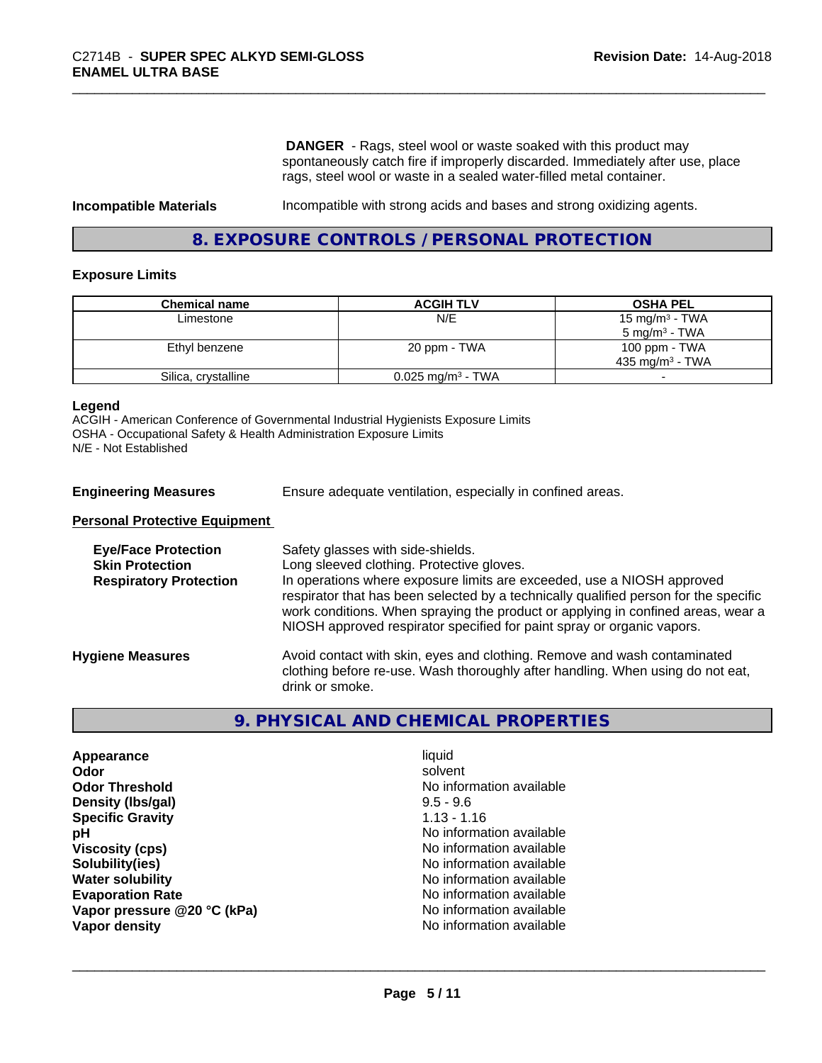**DANGER** - Rags, steel wool or waste soaked with this product may spontaneously catch fire if improperly discarded. Immediately after use, place rags, steel wool or waste in a sealed water-filled metal container.

**Incompatible Materials** Incompatible with strong acids and bases and strong oxidizing agents.

## 8. EXPOSURE CONTROLS / PERSONAL PROTECTION

### Exposure Limits

| Chemical name | ACGIH TLV | OSHA PEL |
|---|---|---|
| Limestone | N/E | 15 mg/m³ - TWA<br>5 mg/m³ - TWA |
| Ethyl benzene | 20 ppm - TWA | 100 ppm - TWA<br>435 mg/m³ - TWA |
| Silica, crystalline | 0.025 mg/m³ - TWA | - |

**Legend**
ACGIH - American Conference of Governmental Industrial Hygienists Exposure Limits
OSHA - Occupational Safety & Health Administration Exposure Limits
N/E - Not Established

**Engineering Measures** Ensure adequate ventilation, especially in confined areas.

**Personal Protective Equipment**

**Eye/Face Protection** Safety glasses with side-shields.

**Skin Protection** Long sleeved clothing. Protective gloves.

**Respiratory Protection** In operations where exposure limits are exceeded, use a NIOSH approved respirator that has been selected by a technically qualified person for the specific work conditions. When spraying the product or applying in confined areas, wear a NIOSH approved respirator specified for paint spray or organic vapors.

**Hygiene Measures** Avoid contact with skin, eyes and clothing. Remove and wash contaminated clothing before re-use. Wash thoroughly after handling. When using do not eat, drink or smoke.

## 9. PHYSICAL AND CHEMICAL PROPERTIES

| | |
|---|---|
| **Appearance** | liquid |
| **Odor** | solvent |
| **Odor Threshold** | No information available |
| **Density (lbs/gal)** | 9.5 - 9.6 |
| **Specific Gravity** | 1.13 - 1.16 |
| **pH** | No information available |
| **Viscosity (cps)** | No information available |
| **Solubility(ies)** | No information available |
| **Water solubility** | No information available |
| **Evaporation Rate** | No information available |
| **Vapor pressure @20 °C (kPa)** | No information available |
| **Vapor density** | No information available |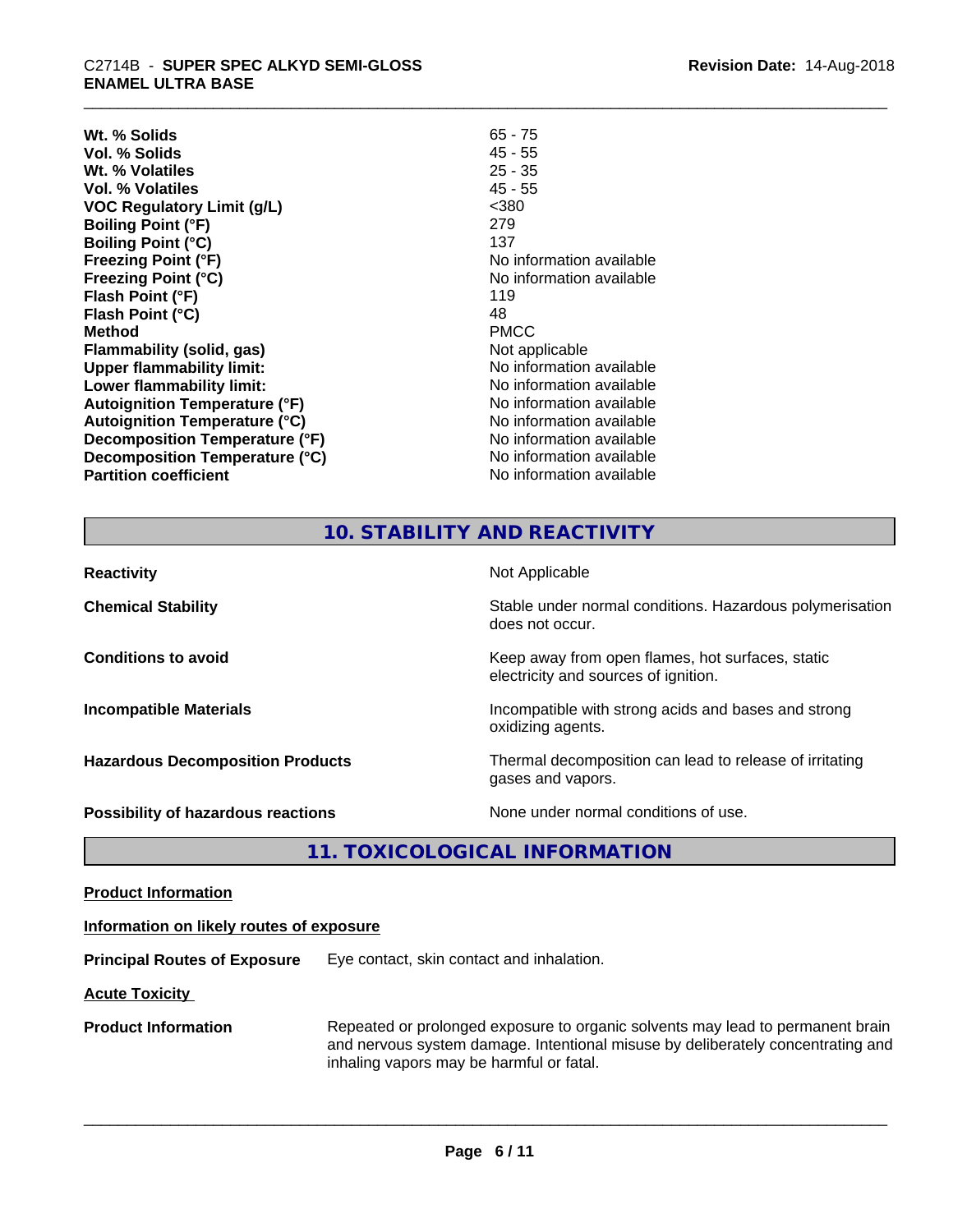| | |
|---|---|
| **Wt. % Solids** | 65 - 75 |
| **Vol. % Solids** | 45 - 55 |
| **Wt. % Volatiles** | 25 - 35 |
| **Vol. % Volatiles** | 45 - 55 |
| **VOC Regulatory Limit (g/L)** | <380 |
| **Boiling Point (°F)** | 279 |
| **Boiling Point (°C)** | 137 |
| **Freezing Point (°F)** | No information available |
| **Freezing Point (°C)** | No information available |
| **Flash Point (°F)** | 119 |
| **Flash Point (°C)** | 48 |
| **Method** | PMCC |
| **Flammability (solid, gas)** | Not applicable |
| **Upper flammability limit:** | No information available |
| **Lower flammability limit:** | No information available |
| **Autoignition Temperature (°F)** | No information available |
| **Autoignition Temperature (°C)** | No information available |
| **Decomposition Temperature (°F)** | No information available |
| **Decomposition Temperature (°C)** | No information available |
| **Partition coefficient** | No information available |

## 10. STABILITY AND REACTIVITY

| | |
|---|---|
| **Reactivity** | Not Applicable |
| **Chemical Stability** | Stable under normal conditions. Hazardous polymerisation does not occur. |
| **Conditions to avoid** | Keep away from open flames, hot surfaces, static electricity and sources of ignition. |
| **Incompatible Materials** | Incompatible with strong acids and bases and strong oxidizing agents. |
| **Hazardous Decomposition Products** | Thermal decomposition can lead to release of irritating gases and vapors. |
| **Possibility of hazardous reactions** | None under normal conditions of use. |

## 11. TOXICOLOGICAL INFORMATION

**Product Information**

**Information on likely routes of exposure**

**Principal Routes of Exposure** Eye contact, skin contact and inhalation.

**Acute Toxicity**

**Product Information** Repeated or prolonged exposure to organic solvents may lead to permanent brain and nervous system damage. Intentional misuse by deliberately concentrating and inhaling vapors may be harmful or fatal.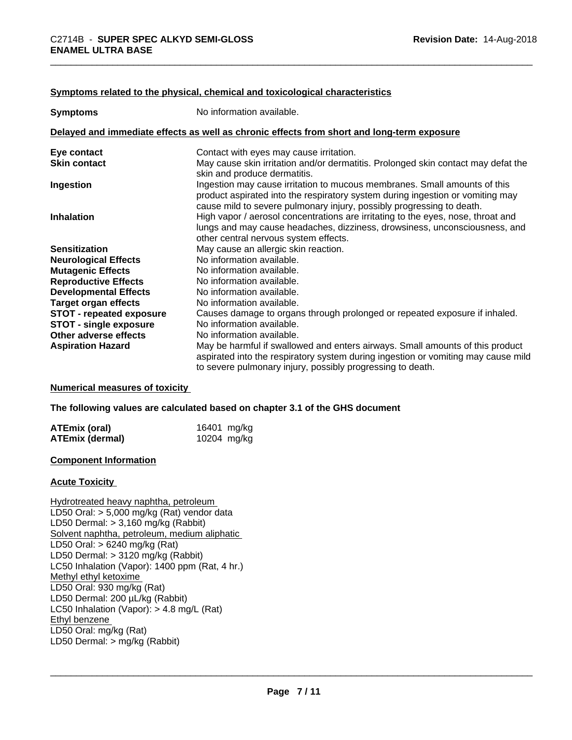#### Symptoms related to the physical, chemical and toxicological characteristics

| | |
|---|---|
| **Symptoms** | No information available. |

#### Delayed and immediate effects as well as chronic effects from short and long-term exposure

| | |
|---|---|
| **Eye contact** | Contact with eyes may cause irritation. |
| **Skin contact** | May cause skin irritation and/or dermatitis. Prolonged skin contact may defat the skin and produce dermatitis. |
| **Ingestion** | Ingestion may cause irritation to mucous membranes. Small amounts of this product aspirated into the respiratory system during ingestion or vomiting may cause mild to severe pulmonary injury, possibly progressing to death. |
| **Inhalation** | High vapor / aerosol concentrations are irritating to the eyes, nose, throat and lungs and may cause headaches, dizziness, drowsiness, unconsciousness, and other central nervous system effects. |
| **Sensitization** | May cause an allergic skin reaction. |
| **Neurological Effects** | No information available. |
| **Mutagenic Effects** | No information available. |
| **Reproductive Effects** | No information available. |
| **Developmental Effects** | No information available. |
| **Target organ effects** | No information available. |
| **STOT - repeated exposure** | Causes damage to organs through prolonged or repeated exposure if inhaled. |
| **STOT - single exposure** | No information available. |
| **Other adverse effects** | No information available. |
| **Aspiration Hazard** | May be harmful if swallowed and enters airways. Small amounts of this product aspirated into the respiratory system during ingestion or vomiting may cause mild to severe pulmonary injury, possibly progressing to death. |

#### Numerical measures of toxicity

**The following values are calculated based on chapter 3.1 of the GHS document**

| | |
|---|---|
| **ATEmix (oral)** | 16401 mg/kg |
| **ATEmix (dermal)** | 10204 mg/kg |

#### Component Information

#### Acute Toxicity

Hydrotreated heavy naphtha, petroleum
LD50 Oral: > 5,000 mg/kg (Rat) vendor data
LD50 Dermal: > 3,160 mg/kg (Rabbit)
Solvent naphtha, petroleum, medium aliphatic
LD50 Oral: > 6240 mg/kg (Rat)
LD50 Dermal: > 3120 mg/kg (Rabbit)
LC50 Inhalation (Vapor): 1400 ppm (Rat, 4 hr.)
Methyl ethyl ketoxime
LD50 Oral: 930 mg/kg (Rat)
LD50 Dermal: 200 µL/kg (Rabbit)
LC50 Inhalation (Vapor): > 4.8 mg/L (Rat)
Ethyl benzene
LD50 Oral: mg/kg (Rat)
LD50 Dermal: > mg/kg (Rabbit)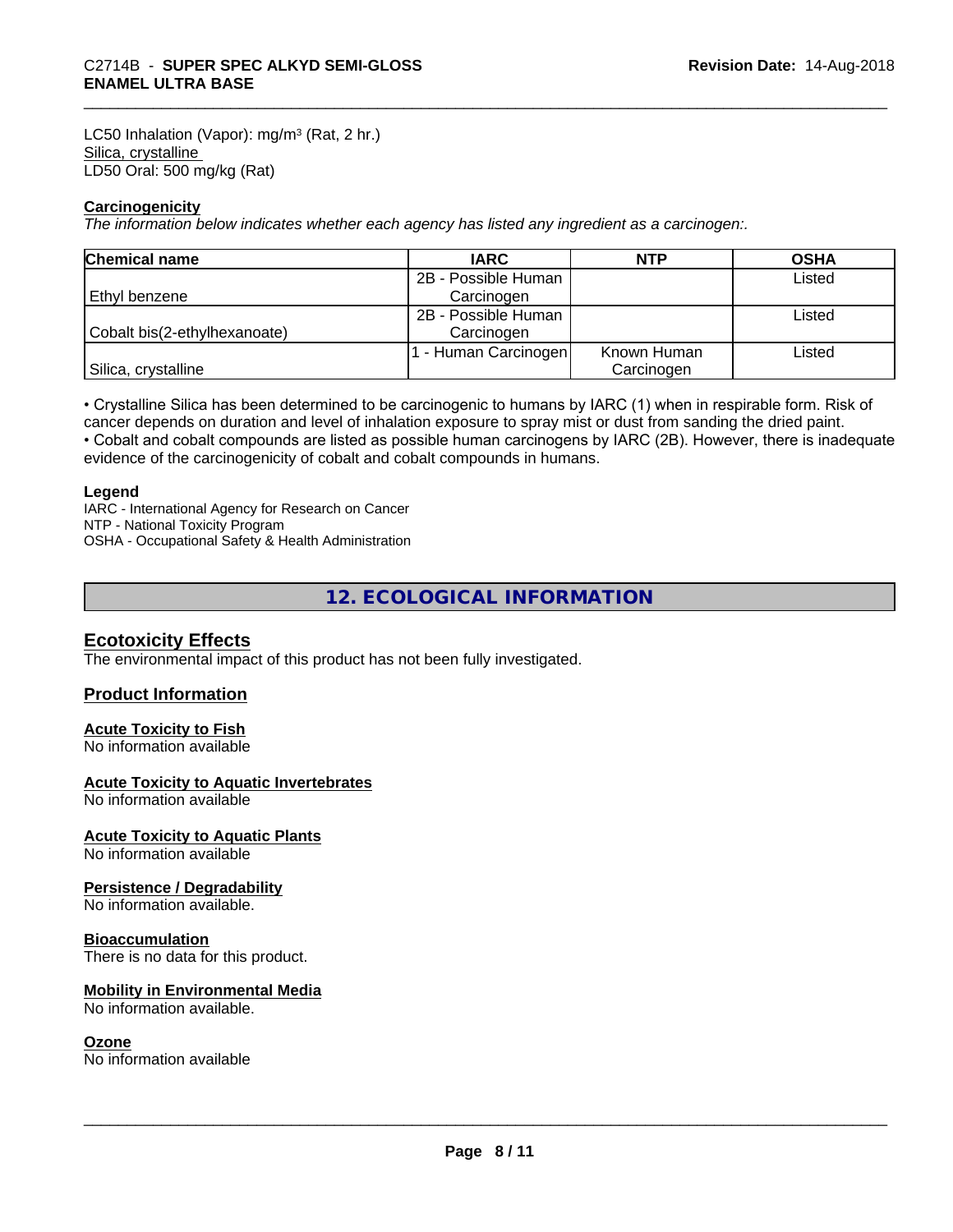LC50 Inhalation (Vapor): mg/m³ (Rat, 2 hr.)
Silica, crystalline
LD50 Oral: 500 mg/kg (Rat)

**Carcinogenicity**
*The information below indicates whether each agency has listed any ingredient as a carcinogen:.*

| Chemical name | IARC | NTP | OSHA |
|---|---|---|---|
| Ethyl benzene | 2B - Possible Human Carcinogen | | Listed |
| Cobalt bis(2-ethylhexanoate) | 2B - Possible Human Carcinogen | | Listed |
| Silica, crystalline | 1 - Human Carcinogen | Known Human Carcinogen | Listed |

• Crystalline Silica has been determined to be carcinogenic to humans by IARC (1) when in respirable form. Risk of cancer depends on duration and level of inhalation exposure to spray mist or dust from sanding the dried paint.
• Cobalt and cobalt compounds are listed as possible human carcinogens by IARC (2B). However, there is inadequate evidence of the carcinogenicity of cobalt and cobalt compounds in humans.

**Legend**
IARC - International Agency for Research on Cancer
NTP - National Toxicity Program
OSHA - Occupational Safety & Health Administration

## 12. ECOLOGICAL INFORMATION

### Ecotoxicity Effects
The environmental impact of this product has not been fully investigated.

### Product Information

**Acute Toxicity to Fish**
No information available

**Acute Toxicity to Aquatic Invertebrates**
No information available

**Acute Toxicity to Aquatic Plants**
No information available

**Persistence / Degradability**
No information available.

**Bioaccumulation**
There is no data for this product.

**Mobility in Environmental Media**
No information available.

**Ozone**
No information available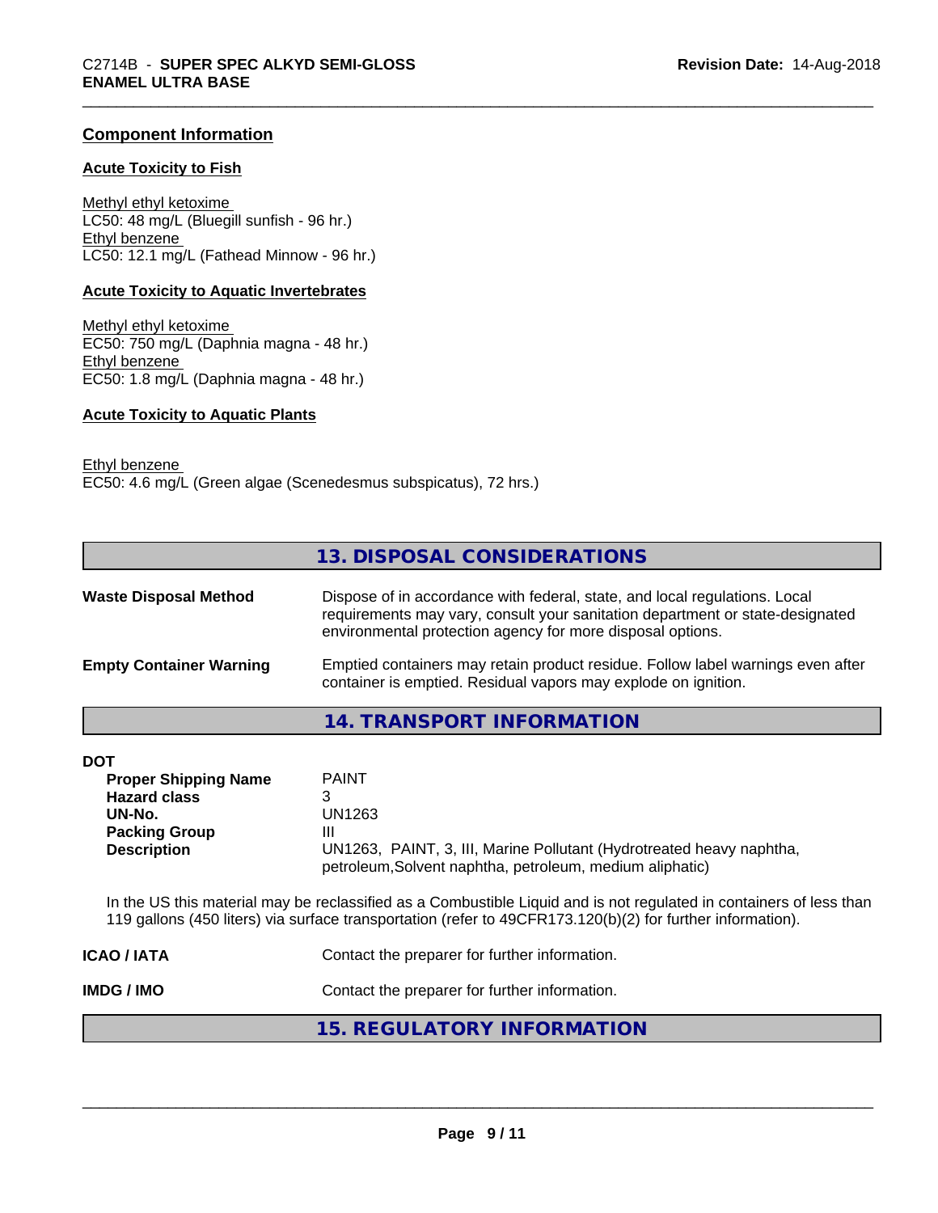## Component Information

### Acute Toxicity to Fish

Methyl ethyl ketoxime
LC50: 48 mg/L (Bluegill sunfish - 96 hr.)
Ethyl benzene
LC50: 12.1 mg/L (Fathead Minnow - 96 hr.)

### Acute Toxicity to Aquatic Invertebrates

Methyl ethyl ketoxime
EC50: 750 mg/L (Daphnia magna - 48 hr.)
Ethyl benzene
EC50: 1.8 mg/L (Daphnia magna - 48 hr.)

### Acute Toxicity to Aquatic Plants

Ethyl benzene
EC50: 4.6 mg/L (Green algae (Scenedesmus subspicatus), 72 hrs.)

## 13. DISPOSAL CONSIDERATIONS

**Waste Disposal Method** — Dispose of in accordance with federal, state, and local regulations. Local requirements may vary, consult your sanitation department or state-designated environmental protection agency for more disposal options.

**Empty Container Warning** — Emptied containers may retain product residue. Follow label warnings even after container is emptied. Residual vapors may explode on ignition.

## 14. TRANSPORT INFORMATION

**DOT**

| | |
|---|---|
| **Proper Shipping Name** | PAINT |
| **Hazard class** | 3 |
| **UN-No.** | UN1263 |
| **Packing Group** | III |
| **Description** | UN1263, PAINT, 3, III, Marine Pollutant (Hydrotreated heavy naphtha, petroleum,Solvent naphtha, petroleum, medium aliphatic) |

In the US this material may be reclassified as a Combustible Liquid and is not regulated in containers of less than 119 gallons (450 liters) via surface transportation (refer to 49CFR173.120(b)(2) for further information).

**ICAO / IATA** — Contact the preparer for further information.

**IMDG / IMO** — Contact the preparer for further information.

## 15. REGULATORY INFORMATION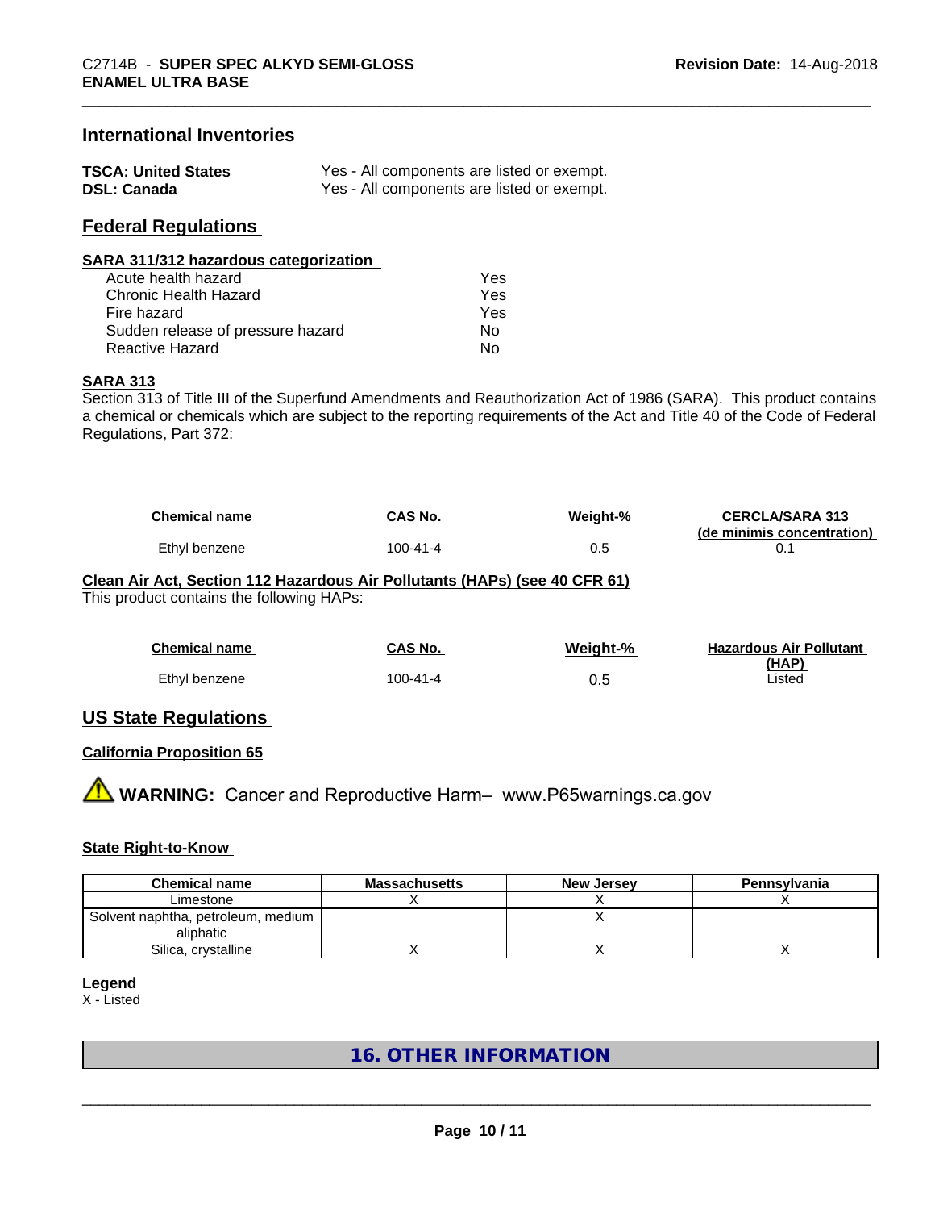## International Inventories

| | |
|---|---|
| **TSCA: United States** | Yes - All components are listed or exempt. |
| **DSL: Canada** | Yes - All components are listed or exempt. |

## Federal Regulations

### SARA 311/312 hazardous categorization

| | |
|---|---|
| Acute health hazard | Yes |
| Chronic Health Hazard | Yes |
| Fire hazard | Yes |
| Sudden release of pressure hazard | No |
| Reactive Hazard | No |

### SARA 313

Section 313 of Title III of the Superfund Amendments and Reauthorization Act of 1986 (SARA). This product contains a chemical or chemicals which are subject to the reporting requirements of the Act and Title 40 of the Code of Federal Regulations, Part 372:

| Chemical name | CAS No. | Weight-% | CERCLA/SARA 313 (de minimis concentration) |
|---|---|---|---|
| Ethyl benzene | 100-41-4 | 0.5 | 0.1 |

### Clean Air Act, Section 112 Hazardous Air Pollutants (HAPs) (see 40 CFR 61)

This product contains the following HAPs:

| Chemical name | CAS No. | Weight-% | Hazardous Air Pollutant (HAP) |
|---|---|---|---|
| Ethyl benzene | 100-41-4 | 0.5 | Listed |

## US State Regulations

### California Proposition 65

⚠ **WARNING:** Cancer and Reproductive Harm– www.P65warnings.ca.gov

### State Right-to-Know

| Chemical name | Massachusetts | New Jersey | Pennsylvania |
|---|---|---|---|
| Limestone | X | X | X |
| Solvent naphtha, petroleum, medium aliphatic | | X | |
| Silica, crystalline | X | X | X |

**Legend**

X - Listed

## 16. OTHER INFORMATION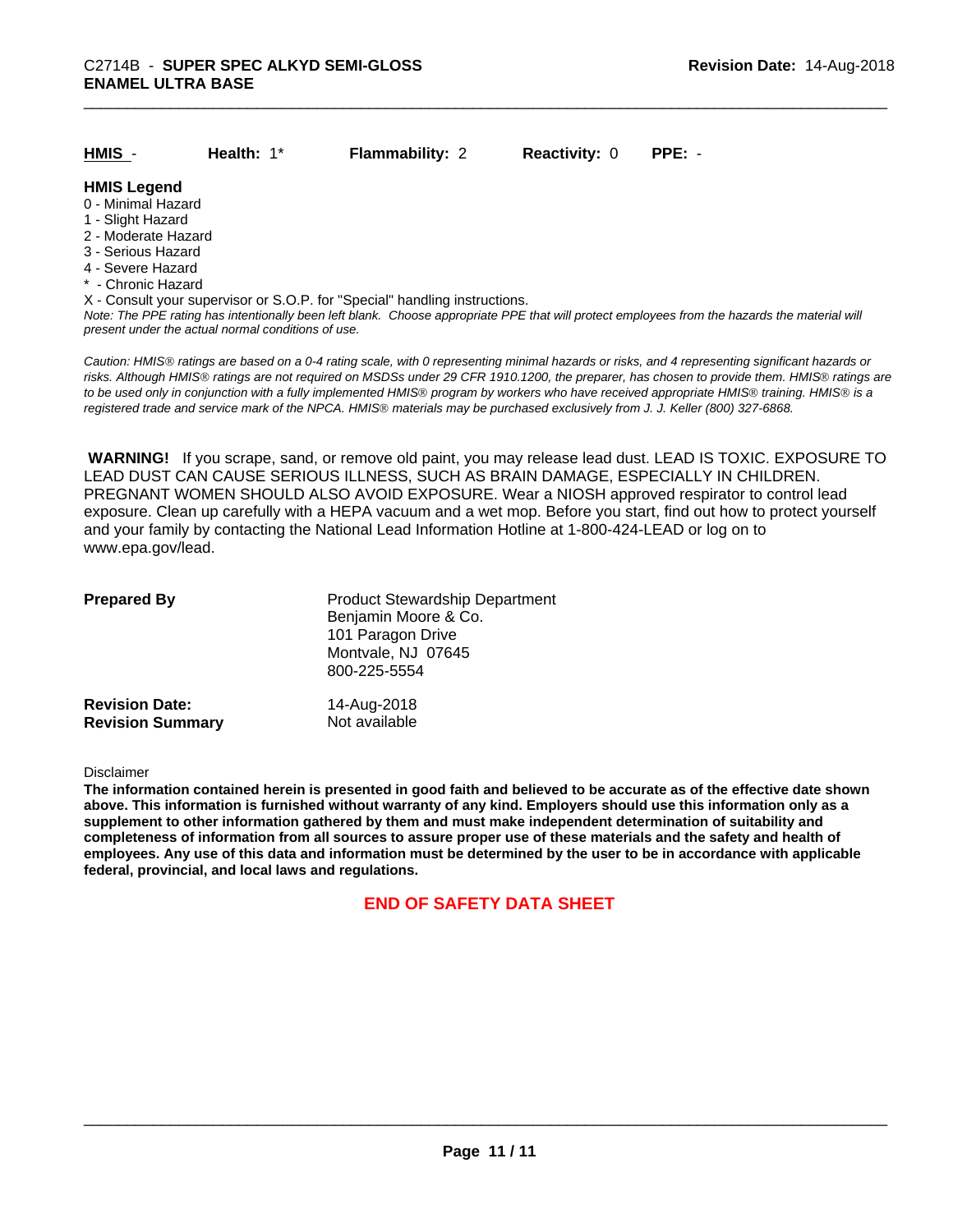| **HMIS** - | **Health:** 1* | **Flammability:** 2 | **Reactivity:** 0 | **PPE:** - |
|---|---|---|---|---|

**HMIS Legend**

0 - Minimal Hazard
1 - Slight Hazard
2 - Moderate Hazard
3 - Serious Hazard
4 - Severe Hazard
* - Chronic Hazard
X - Consult your supervisor or S.O.P. for "Special" handling instructions.

*Note: The PPE rating has intentionally been left blank. Choose appropriate PPE that will protect employees from the hazards the material will present under the actual normal conditions of use.*

*Caution: HMIS® ratings are based on a 0-4 rating scale, with 0 representing minimal hazards or risks, and 4 representing significant hazards or risks. Although HMIS® ratings are not required on MSDSs under 29 CFR 1910.1200, the preparer, has chosen to provide them. HMIS® ratings are to be used only in conjunction with a fully implemented HMIS® program by workers who have received appropriate HMIS® training. HMIS® is a registered trade and service mark of the NPCA. HMIS® materials may be purchased exclusively from J. J. Keller (800) 327-6868.*

**WARNING!** If you scrape, sand, or remove old paint, you may release lead dust. LEAD IS TOXIC. EXPOSURE TO LEAD DUST CAN CAUSE SERIOUS ILLNESS, SUCH AS BRAIN DAMAGE, ESPECIALLY IN CHILDREN. PREGNANT WOMEN SHOULD ALSO AVOID EXPOSURE. Wear a NIOSH approved respirator to control lead exposure. Clean up carefully with a HEPA vacuum and a wet mop. Before you start, find out how to protect yourself and your family by contacting the National Lead Information Hotline at 1-800-424-LEAD or log on to www.epa.gov/lead.

**Prepared By**

Product Stewardship Department
Benjamin Moore & Co.
101 Paragon Drive
Montvale, NJ 07645
800-225-5554

**Revision Date:** 14-Aug-2018
**Revision Summary** Not available

Disclaimer

**The information contained herein is presented in good faith and believed to be accurate as of the effective date shown above. This information is furnished without warranty of any kind. Employers should use this information only as a supplement to other information gathered by them and must make independent determination of suitability and completeness of information from all sources to assure proper use of these materials and the safety and health of employees. Any use of this data and information must be determined by the user to be in accordance with applicable federal, provincial, and local laws and regulations.**

**END OF SAFETY DATA SHEET**